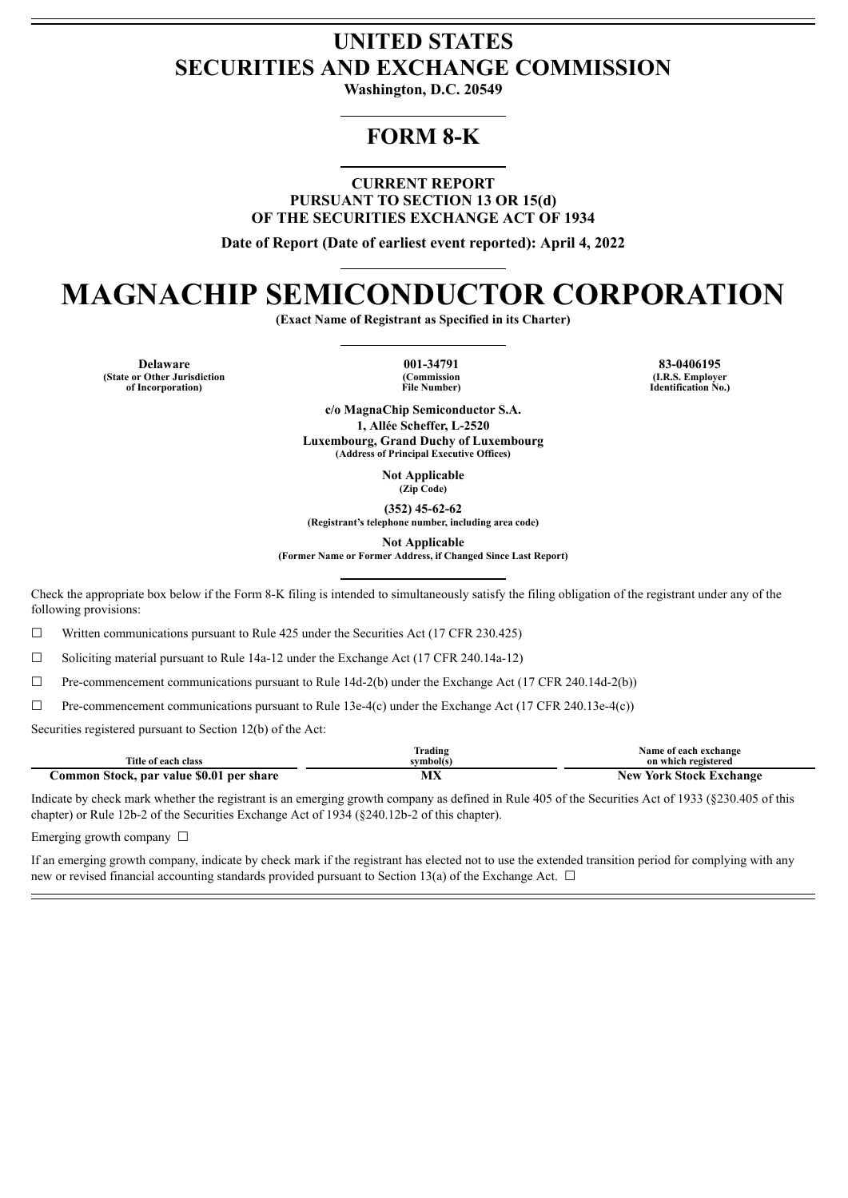# UNITED STATES
# SECURITIES AND EXCHANGE COMMISSION

**Washington, D.C. 20549**

---

## FORM 8-K

---

**CURRENT REPORT**
**PURSUANT TO SECTION 13 OR 15(d)**
**OF THE SECURITIES EXCHANGE ACT OF 1934**

**Date of Report (Date of earliest event reported): April 4, 2022**

---

# MAGNACHIP SEMICONDUCTOR CORPORATION

**(Exact Name of Registrant as Specified in its Charter)**

---

| **Delaware** | **001-34791** | **83-0406195** |
|---|---|---|
| **(State or Other Jurisdiction of Incorporation)** | **(Commission File Number)** | **(I.R.S. Employer Identification No.)** |

**c/o MagnaChip Semiconductor S.A.**
**1, Allée Scheffer, L-2520**
**Luxembourg, Grand Duchy of Luxembourg**
**(Address of Principal Executive Offices)**

**Not Applicable**
**(Zip Code)**

**(352) 45-62-62**
**(Registrant's telephone number, including area code)**

**Not Applicable**
**(Former Name or Former Address, if Changed Since Last Report)**

---

Check the appropriate box below if the Form 8-K filing is intended to simultaneously satisfy the filing obligation of the registrant under any of the following provisions:

☐ Written communications pursuant to Rule 425 under the Securities Act (17 CFR 230.425)

☐ Soliciting material pursuant to Rule 14a-12 under the Exchange Act (17 CFR 240.14a-12)

☐ Pre-commencement communications pursuant to Rule 14d-2(b) under the Exchange Act (17 CFR 240.14d-2(b))

☐ Pre-commencement communications pursuant to Rule 13e-4(c) under the Exchange Act (17 CFR 240.13e-4(c))

Securities registered pursuant to Section 12(b) of the Act:

| Title of each class | Trading symbol(s) | Name of each exchange on which registered |
|---|---|---|
| **Common Stock, par value $0.01 per share** | **MX** | **New York Stock Exchange** |

Indicate by check mark whether the registrant is an emerging growth company as defined in Rule 405 of the Securities Act of 1933 (§230.405 of this chapter) or Rule 12b-2 of the Securities Exchange Act of 1934 (§240.12b-2 of this chapter).

Emerging growth company ☐

If an emerging growth company, indicate by check mark if the registrant has elected not to use the extended transition period for complying with any new or revised financial accounting standards provided pursuant to Section 13(a) of the Exchange Act. ☐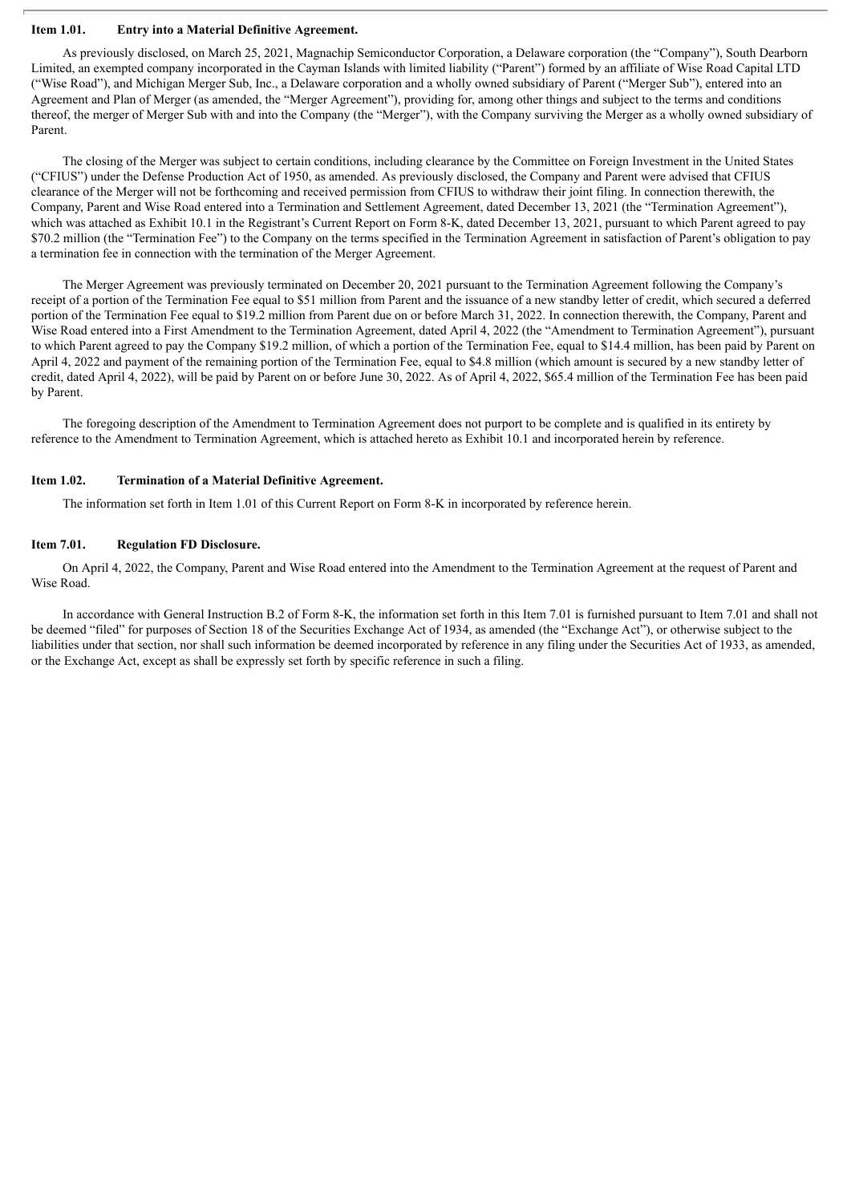### Item 1.01. Entry into a Material Definitive Agreement.

As previously disclosed, on March 25, 2021, Magnachip Semiconductor Corporation, a Delaware corporation (the "Company"), South Dearborn Limited, an exempted company incorporated in the Cayman Islands with limited liability ("Parent") formed by an affiliate of Wise Road Capital LTD ("Wise Road"), and Michigan Merger Sub, Inc., a Delaware corporation and a wholly owned subsidiary of Parent ("Merger Sub"), entered into an Agreement and Plan of Merger (as amended, the "Merger Agreement"), providing for, among other things and subject to the terms and conditions thereof, the merger of Merger Sub with and into the Company (the "Merger"), with the Company surviving the Merger as a wholly owned subsidiary of Parent.

The closing of the Merger was subject to certain conditions, including clearance by the Committee on Foreign Investment in the United States ("CFIUS") under the Defense Production Act of 1950, as amended. As previously disclosed, the Company and Parent were advised that CFIUS clearance of the Merger will not be forthcoming and received permission from CFIUS to withdraw their joint filing. In connection therewith, the Company, Parent and Wise Road entered into a Termination and Settlement Agreement, dated December 13, 2021 (the "Termination Agreement"), which was attached as Exhibit 10.1 in the Registrant's Current Report on Form 8-K, dated December 13, 2021, pursuant to which Parent agreed to pay $70.2 million (the "Termination Fee") to the Company on the terms specified in the Termination Agreement in satisfaction of Parent's obligation to pay a termination fee in connection with the termination of the Merger Agreement.

The Merger Agreement was previously terminated on December 20, 2021 pursuant to the Termination Agreement following the Company's receipt of a portion of the Termination Fee equal to $51 million from Parent and the issuance of a new standby letter of credit, which secured a deferred portion of the Termination Fee equal to $19.2 million from Parent due on or before March 31, 2022. In connection therewith, the Company, Parent and Wise Road entered into a First Amendment to the Termination Agreement, dated April 4, 2022 (the "Amendment to Termination Agreement"), pursuant to which Parent agreed to pay the Company $19.2 million, of which a portion of the Termination Fee, equal to $14.4 million, has been paid by Parent on April 4, 2022 and payment of the remaining portion of the Termination Fee, equal to $4.8 million (which amount is secured by a new standby letter of credit, dated April 4, 2022), will be paid by Parent on or before June 30, 2022. As of April 4, 2022, $65.4 million of the Termination Fee has been paid by Parent.

The foregoing description of the Amendment to Termination Agreement does not purport to be complete and is qualified in its entirety by reference to the Amendment to Termination Agreement, which is attached hereto as Exhibit 10.1 and incorporated herein by reference.

### Item 1.02. Termination of a Material Definitive Agreement.

The information set forth in Item 1.01 of this Current Report on Form 8-K in incorporated by reference herein.

### Item 7.01. Regulation FD Disclosure.

On April 4, 2022, the Company, Parent and Wise Road entered into the Amendment to the Termination Agreement at the request of Parent and Wise Road.

In accordance with General Instruction B.2 of Form 8-K, the information set forth in this Item 7.01 is furnished pursuant to Item 7.01 and shall not be deemed "filed" for purposes of Section 18 of the Securities Exchange Act of 1934, as amended (the "Exchange Act"), or otherwise subject to the liabilities under that section, nor shall such information be deemed incorporated by reference in any filing under the Securities Act of 1933, as amended, or the Exchange Act, except as shall be expressly set forth by specific reference in such a filing.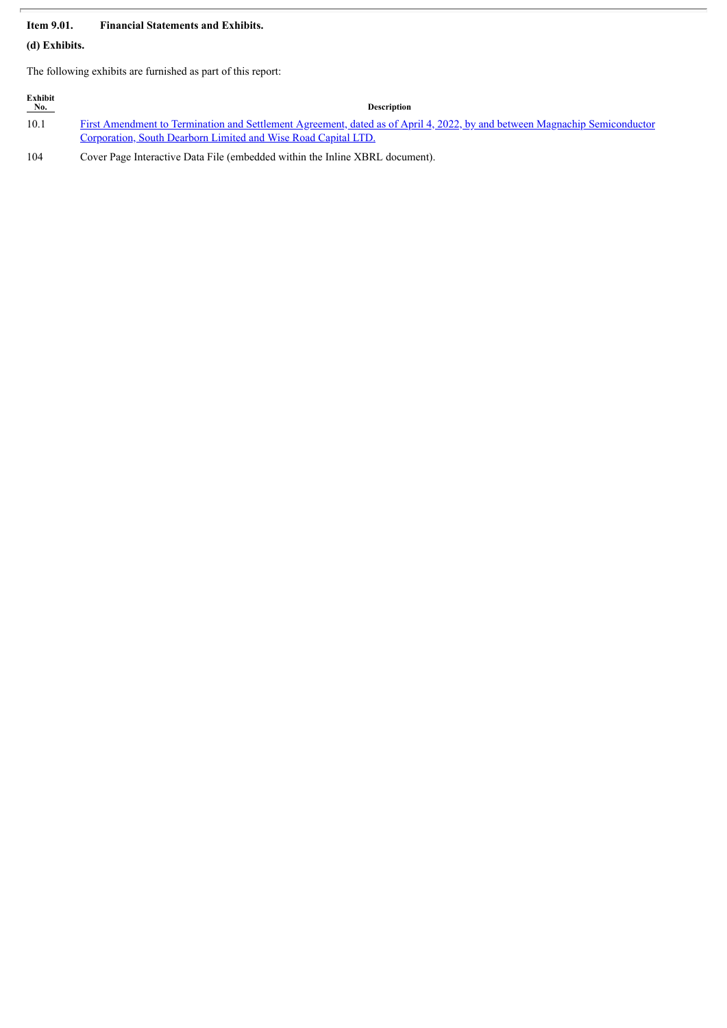**Item 9.01. Financial Statements and Exhibits.**

**(d) Exhibits.**

The following exhibits are furnished as part of this report:

| Exhibit No. | Description |
|---|---|
| 10.1 | First Amendment to Termination and Settlement Agreement, dated as of April 4, 2022, by and between Magnachip Semiconductor Corporation, South Dearborn Limited and Wise Road Capital LTD. |
| 104 | Cover Page Interactive Data File (embedded within the Inline XBRL document). |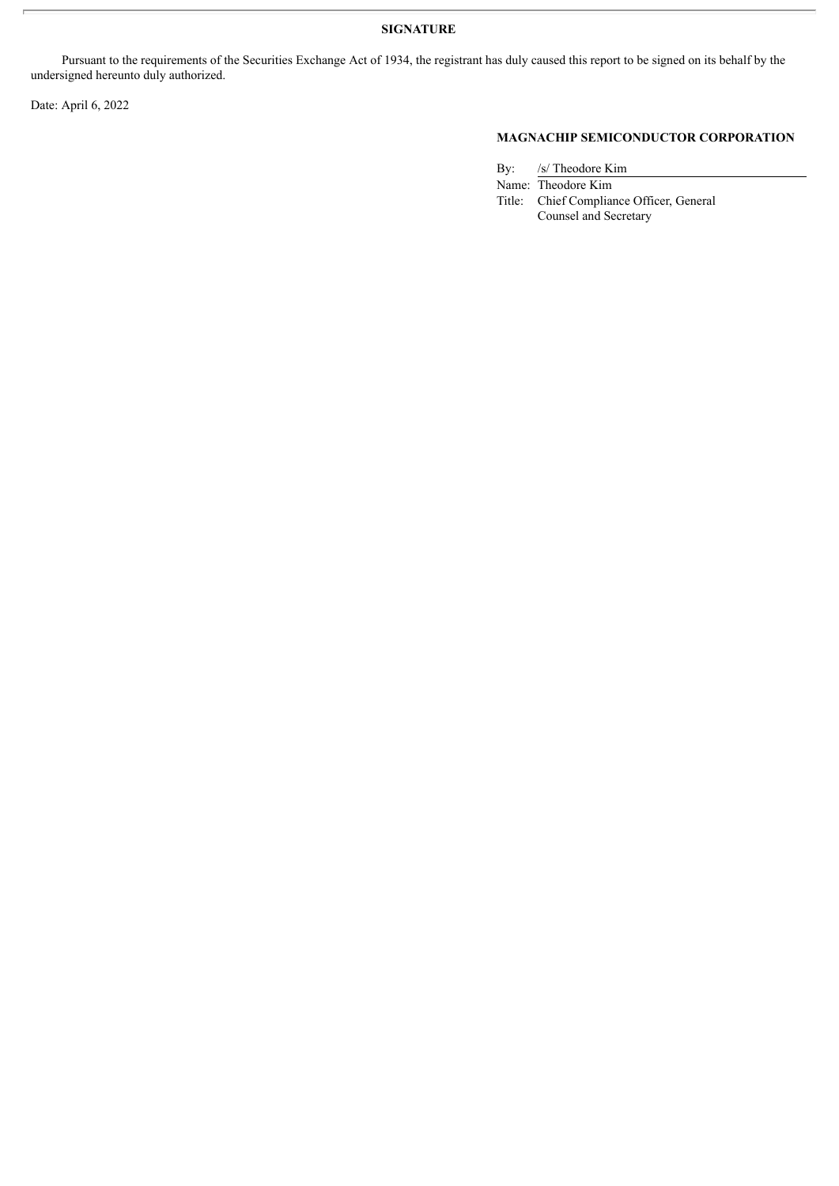**SIGNATURE**

Pursuant to the requirements of the Securities Exchange Act of 1934, the registrant has duly caused this report to be signed on its behalf by the undersigned hereunto duly authorized.

Date: April 6, 2022

**MAGNACHIP SEMICONDUCTOR CORPORATION**

By: /s/ Theodore Kim

Name: Theodore Kim

Title: Chief Compliance Officer, General Counsel and Secretary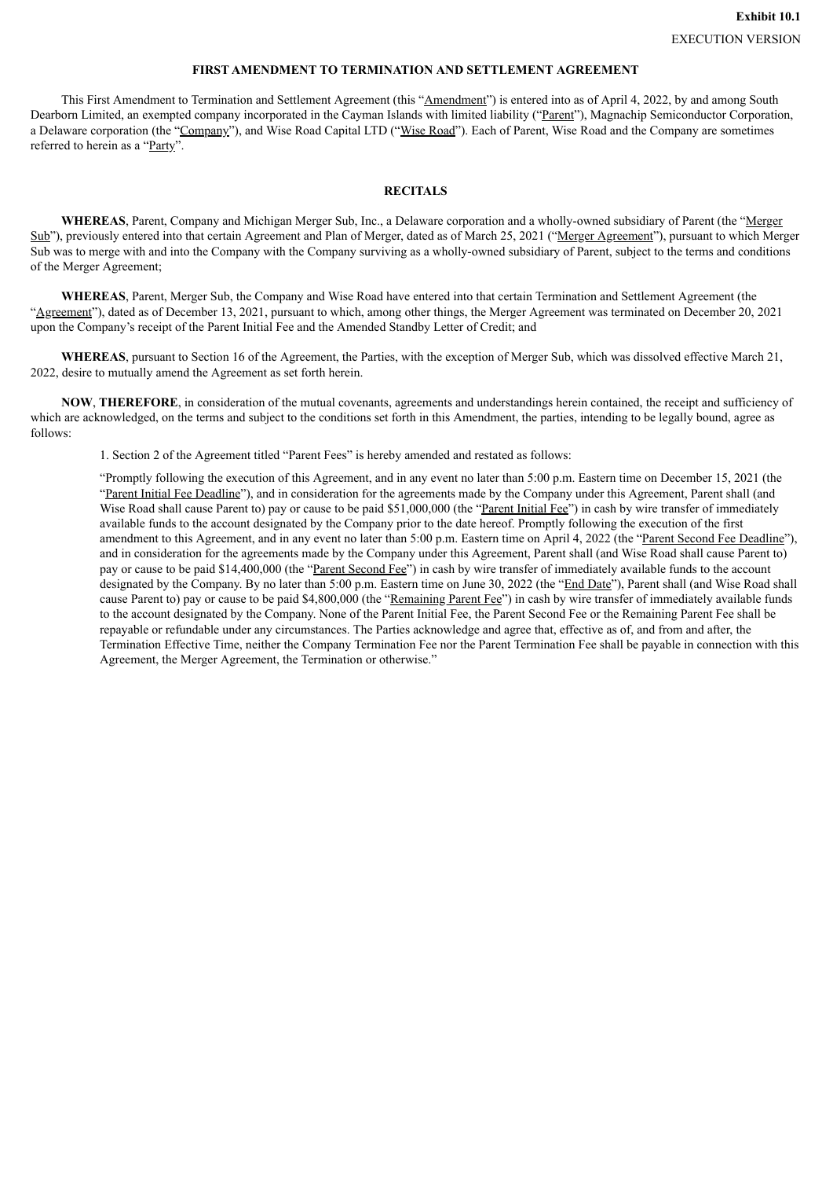**Exhibit 10.1**

EXECUTION VERSION

## FIRST AMENDMENT TO TERMINATION AND SETTLEMENT AGREEMENT

This First Amendment to Termination and Settlement Agreement (this "Amendment") is entered into as of April 4, 2022, by and among South Dearborn Limited, an exempted company incorporated in the Cayman Islands with limited liability ("Parent"), Magnachip Semiconductor Corporation, a Delaware corporation (the "Company"), and Wise Road Capital LTD ("Wise Road"). Each of Parent, Wise Road and the Company are sometimes referred to herein as a "Party".

### RECITALS

**WHEREAS**, Parent, Company and Michigan Merger Sub, Inc., a Delaware corporation and a wholly-owned subsidiary of Parent (the "Merger Sub"), previously entered into that certain Agreement and Plan of Merger, dated as of March 25, 2021 ("Merger Agreement"), pursuant to which Merger Sub was to merge with and into the Company with the Company surviving as a wholly-owned subsidiary of Parent, subject to the terms and conditions of the Merger Agreement;

**WHEREAS**, Parent, Merger Sub, the Company and Wise Road have entered into that certain Termination and Settlement Agreement (the "Agreement"), dated as of December 13, 2021, pursuant to which, among other things, the Merger Agreement was terminated on December 20, 2021 upon the Company's receipt of the Parent Initial Fee and the Amended Standby Letter of Credit; and

**WHEREAS**, pursuant to Section 16 of the Agreement, the Parties, with the exception of Merger Sub, which was dissolved effective March 21, 2022, desire to mutually amend the Agreement as set forth herein.

**NOW**, **THEREFORE**, in consideration of the mutual covenants, agreements and understandings herein contained, the receipt and sufficiency of which are acknowledged, on the terms and subject to the conditions set forth in this Amendment, the parties, intending to be legally bound, agree as follows:

1. Section 2 of the Agreement titled "Parent Fees" is hereby amended and restated as follows:

"Promptly following the execution of this Agreement, and in any event no later than 5:00 p.m. Eastern time on December 15, 2021 (the "Parent Initial Fee Deadline"), and in consideration for the agreements made by the Company under this Agreement, Parent shall (and Wise Road shall cause Parent to) pay or cause to be paid $51,000,000 (the "Parent Initial Fee") in cash by wire transfer of immediately available funds to the account designated by the Company prior to the date hereof. Promptly following the execution of the first amendment to this Agreement, and in any event no later than 5:00 p.m. Eastern time on April 4, 2022 (the "Parent Second Fee Deadline"), and in consideration for the agreements made by the Company under this Agreement, Parent shall (and Wise Road shall cause Parent to) pay or cause to be paid $14,400,000 (the "Parent Second Fee") in cash by wire transfer of immediately available funds to the account designated by the Company. By no later than 5:00 p.m. Eastern time on June 30, 2022 (the "End Date"), Parent shall (and Wise Road shall cause Parent to) pay or cause to be paid $4,800,000 (the "Remaining Parent Fee") in cash by wire transfer of immediately available funds to the account designated by the Company. None of the Parent Initial Fee, the Parent Second Fee or the Remaining Parent Fee shall be repayable or refundable under any circumstances. The Parties acknowledge and agree that, effective as of, and from and after, the Termination Effective Time, neither the Company Termination Fee nor the Parent Termination Fee shall be payable in connection with this Agreement, the Merger Agreement, the Termination or otherwise."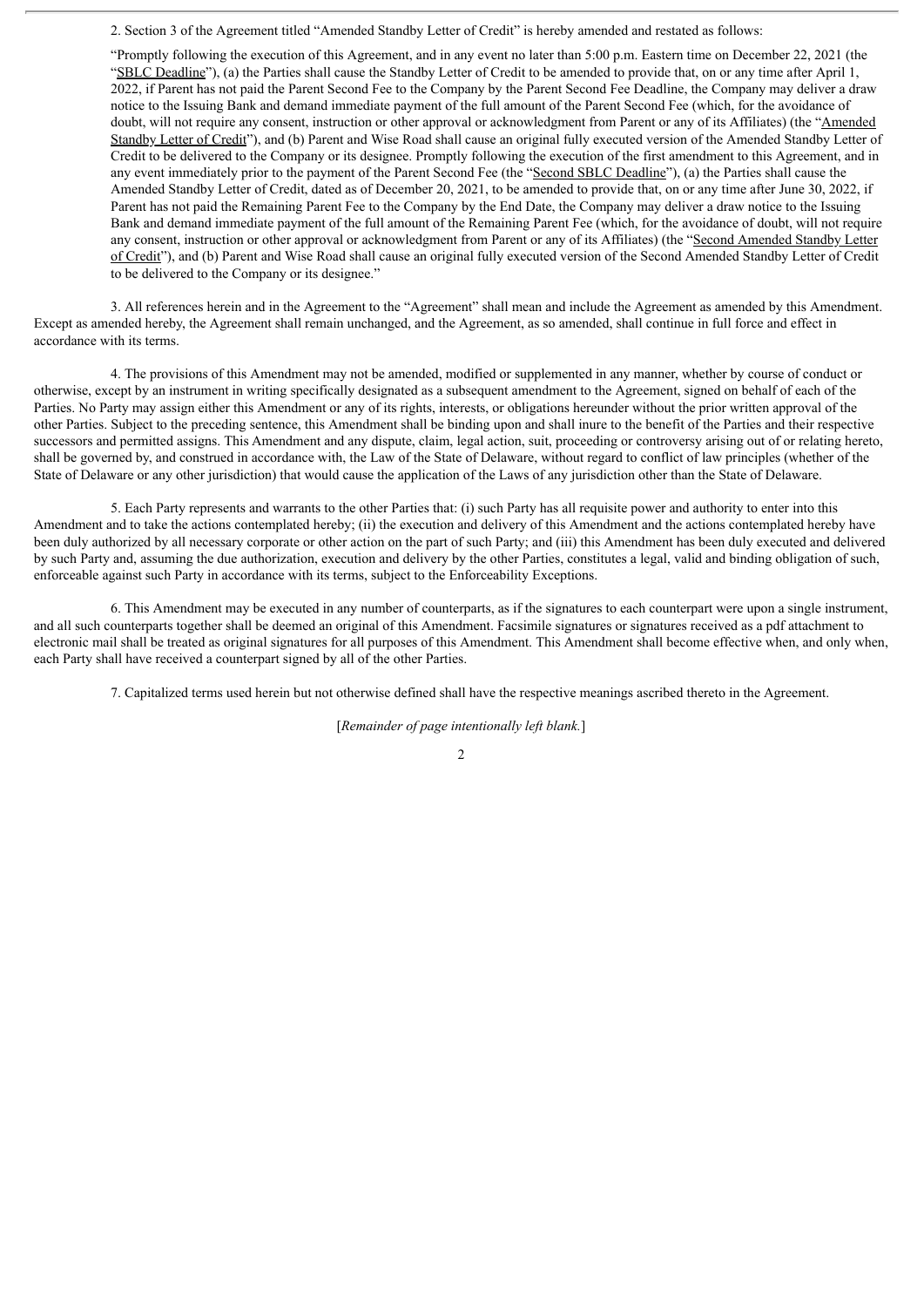2. Section 3 of the Agreement titled "Amended Standby Letter of Credit" is hereby amended and restated as follows:

"Promptly following the execution of this Agreement, and in any event no later than 5:00 p.m. Eastern time on December 22, 2021 (the "SBLC Deadline"), (a) the Parties shall cause the Standby Letter of Credit to be amended to provide that, on or any time after April 1, 2022, if Parent has not paid the Parent Second Fee to the Company by the Parent Second Fee Deadline, the Company may deliver a draw notice to the Issuing Bank and demand immediate payment of the full amount of the Parent Second Fee (which, for the avoidance of doubt, will not require any consent, instruction or other approval or acknowledgment from Parent or any of its Affiliates) (the "Amended Standby Letter of Credit"), and (b) Parent and Wise Road shall cause an original fully executed version of the Amended Standby Letter of Credit to be delivered to the Company or its designee. Promptly following the execution of the first amendment to this Agreement, and in any event immediately prior to the payment of the Parent Second Fee (the "Second SBLC Deadline"), (a) the Parties shall cause the Amended Standby Letter of Credit, dated as of December 20, 2021, to be amended to provide that, on or any time after June 30, 2022, if Parent has not paid the Remaining Parent Fee to the Company by the End Date, the Company may deliver a draw notice to the Issuing Bank and demand immediate payment of the full amount of the Remaining Parent Fee (which, for the avoidance of doubt, will not require any consent, instruction or other approval or acknowledgment from Parent or any of its Affiliates) (the "Second Amended Standby Letter of Credit"), and (b) Parent and Wise Road shall cause an original fully executed version of the Second Amended Standby Letter of Credit to be delivered to the Company or its designee."

3. All references herein and in the Agreement to the "Agreement" shall mean and include the Agreement as amended by this Amendment. Except as amended hereby, the Agreement shall remain unchanged, and the Agreement, as so amended, shall continue in full force and effect in accordance with its terms.

4. The provisions of this Amendment may not be amended, modified or supplemented in any manner, whether by course of conduct or otherwise, except by an instrument in writing specifically designated as a subsequent amendment to the Agreement, signed on behalf of each of the Parties. No Party may assign either this Amendment or any of its rights, interests, or obligations hereunder without the prior written approval of the other Parties. Subject to the preceding sentence, this Amendment shall be binding upon and shall inure to the benefit of the Parties and their respective successors and permitted assigns. This Amendment and any dispute, claim, legal action, suit, proceeding or controversy arising out of or relating hereto, shall be governed by, and construed in accordance with, the Law of the State of Delaware, without regard to conflict of law principles (whether of the State of Delaware or any other jurisdiction) that would cause the application of the Laws of any jurisdiction other than the State of Delaware.

5. Each Party represents and warrants to the other Parties that: (i) such Party has all requisite power and authority to enter into this Amendment and to take the actions contemplated hereby; (ii) the execution and delivery of this Amendment and the actions contemplated hereby have been duly authorized by all necessary corporate or other action on the part of such Party; and (iii) this Amendment has been duly executed and delivered by such Party and, assuming the due authorization, execution and delivery by the other Parties, constitutes a legal, valid and binding obligation of such, enforceable against such Party in accordance with its terms, subject to the Enforceability Exceptions.

6. This Amendment may be executed in any number of counterparts, as if the signatures to each counterpart were upon a single instrument, and all such counterparts together shall be deemed an original of this Amendment. Facsimile signatures or signatures received as a pdf attachment to electronic mail shall be treated as original signatures for all purposes of this Amendment. This Amendment shall become effective when, and only when, each Party shall have received a counterpart signed by all of the other Parties.

7. Capitalized terms used herein but not otherwise defined shall have the respective meanings ascribed thereto in the Agreement.

[*Remainder of page intentionally left blank.*]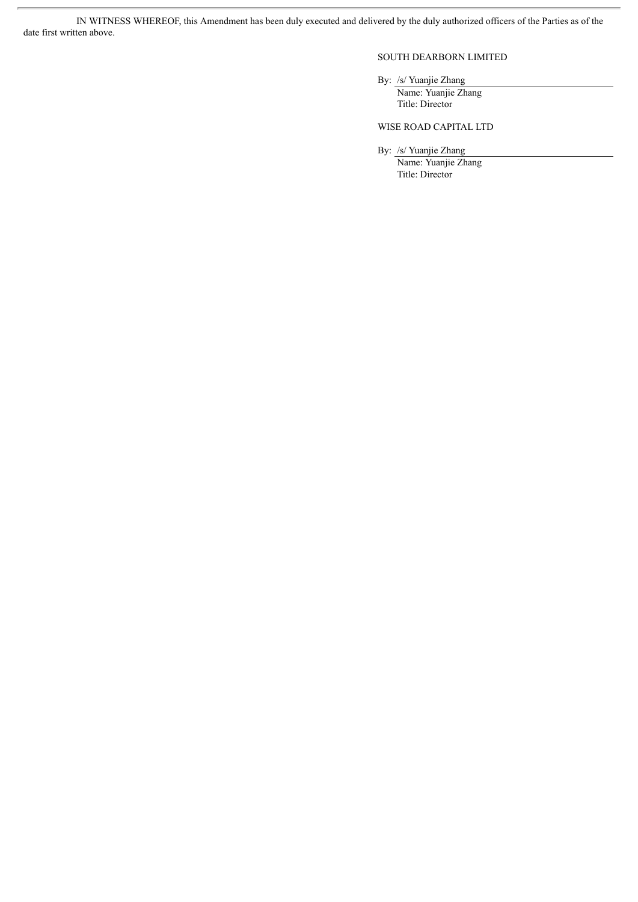IN WITNESS WHEREOF, this Amendment has been duly executed and delivered by the duly authorized officers of the Parties as of the date first written above.

SOUTH DEARBORN LIMITED

By: /s/ Yuanjie Zhang
Name: Yuanjie Zhang
Title: Director

WISE ROAD CAPITAL LTD

By: /s/ Yuanjie Zhang
Name: Yuanjie Zhang
Title: Director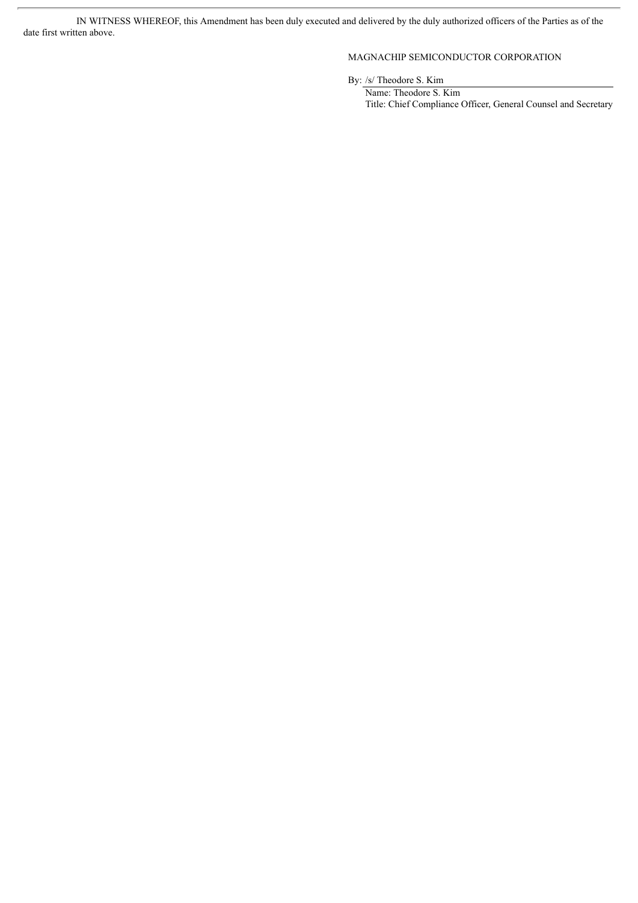IN WITNESS WHEREOF, this Amendment has been duly executed and delivered by the duly authorized officers of the Parties as of the date first written above.

MAGNACHIP SEMICONDUCTOR CORPORATION

By: /s/ Theodore S. Kim

Name: Theodore S. Kim

Title: Chief Compliance Officer, General Counsel and Secretary